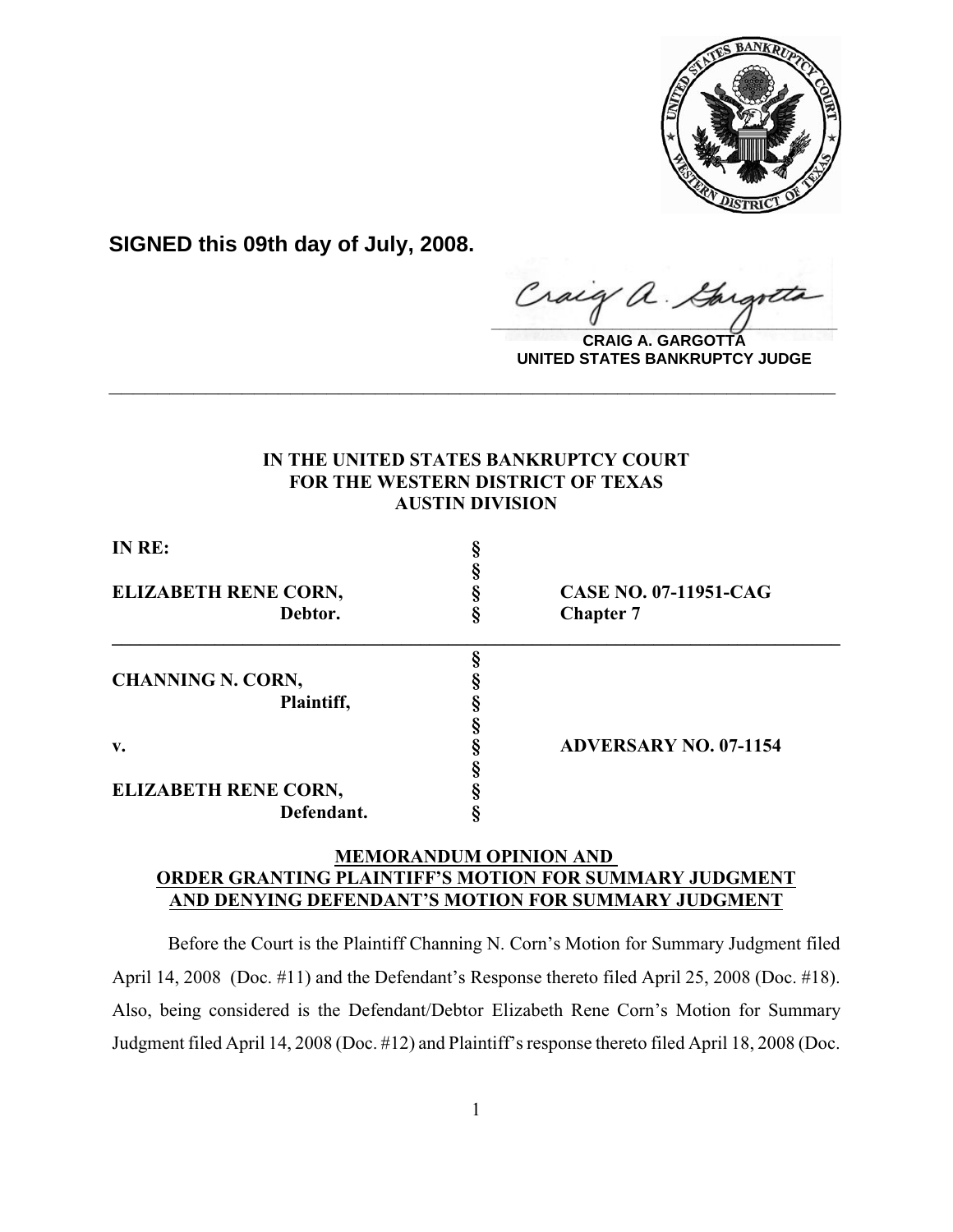**SIGNED this 09th day of July, 2008.**

**CRAIG A. GARGOTTA**
**UNITED STATES BANKRUPTCY JUDGE**

---

**IN THE UNITED STATES BANKRUPTCY COURT**
**FOR THE WESTERN DISTRICT OF TEXAS**
**AUSTIN DIVISION**

| | | |
|---|---|---|
| **IN RE:** | § | |
| | § | |
| **ELIZABETH RENE CORN,** | § | **CASE NO. 07-11951-CAG** |
| **Debtor.** | § | **Chapter 7** |

| | | |
|---|---|---|
| | § | |
| **CHANNING N. CORN,** | § | |
| **Plaintiff,** | § | |
| | § | |
| **v.** | § | **ADVERSARY NO. 07-1154** |
| | § | |
| **ELIZABETH RENE CORN,** | § | |
| **Defendant.** | § | |

**MEMORANDUM OPINION AND ORDER GRANTING PLAINTIFF'S MOTION FOR SUMMARY JUDGMENT AND DENYING DEFENDANT'S MOTION FOR SUMMARY JUDGMENT**

Before the Court is the Plaintiff Channing N. Corn's Motion for Summary Judgment filed April 14, 2008 (Doc. #11) and the Defendant's Response thereto filed April 25, 2008 (Doc. #18). Also, being considered is the Defendant/Debtor Elizabeth Rene Corn's Motion for Summary Judgment filed April 14, 2008 (Doc. #12) and Plaintiff's response thereto filed April 18, 2008 (Doc.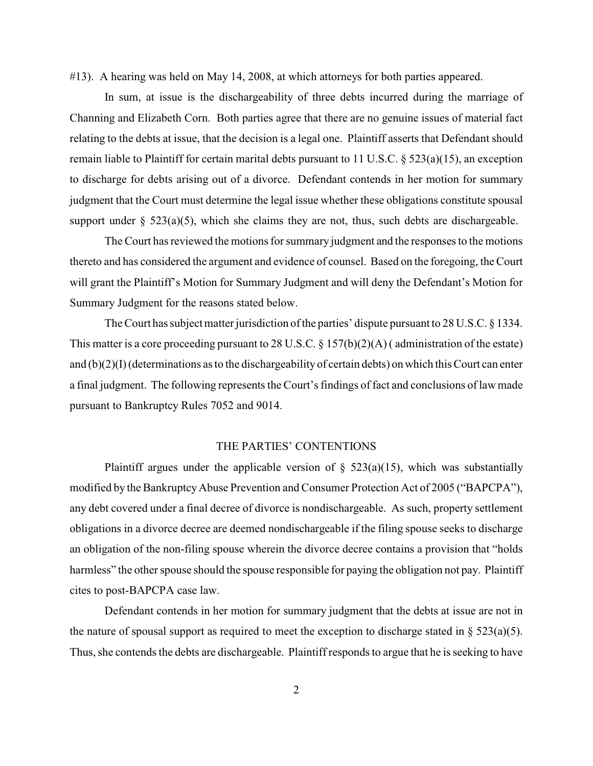#13). A hearing was held on May 14, 2008, at which attorneys for both parties appeared.

In sum, at issue is the dischargeability of three debts incurred during the marriage of Channing and Elizabeth Corn. Both parties agree that there are no genuine issues of material fact relating to the debts at issue, that the decision is a legal one. Plaintiff asserts that Defendant should remain liable to Plaintiff for certain marital debts pursuant to 11 U.S.C. § 523(a)(15), an exception to discharge for debts arising out of a divorce. Defendant contends in her motion for summary judgment that the Court must determine the legal issue whether these obligations constitute spousal support under § 523(a)(5), which she claims they are not, thus, such debts are dischargeable.

The Court has reviewed the motions for summary judgment and the responses to the motions thereto and has considered the argument and evidence of counsel. Based on the foregoing, the Court will grant the Plaintiff's Motion for Summary Judgment and will deny the Defendant's Motion for Summary Judgment for the reasons stated below.

The Court has subject matter jurisdiction of the parties' dispute pursuant to 28 U.S.C. § 1334. This matter is a core proceeding pursuant to 28 U.S.C. § 157(b)(2)(A) ( administration of the estate) and (b)(2)(I) (determinations as to the dischargeability of certain debts) on which this Court can enter a final judgment. The following represents the Court's findings of fact and conclusions of law made pursuant to Bankruptcy Rules 7052 and 9014.

## THE PARTIES' CONTENTIONS

Plaintiff argues under the applicable version of § 523(a)(15), which was substantially modified by the Bankruptcy Abuse Prevention and Consumer Protection Act of 2005 ("BAPCPA"), any debt covered under a final decree of divorce is nondischargeable. As such, property settlement obligations in a divorce decree are deemed nondischargeable if the filing spouse seeks to discharge an obligation of the non-filing spouse wherein the divorce decree contains a provision that "holds harmless" the other spouse should the spouse responsible for paying the obligation not pay. Plaintiff cites to post-BAPCPA case law.

Defendant contends in her motion for summary judgment that the debts at issue are not in the nature of spousal support as required to meet the exception to discharge stated in § 523(a)(5). Thus, she contends the debts are dischargeable. Plaintiff responds to argue that he is seeking to have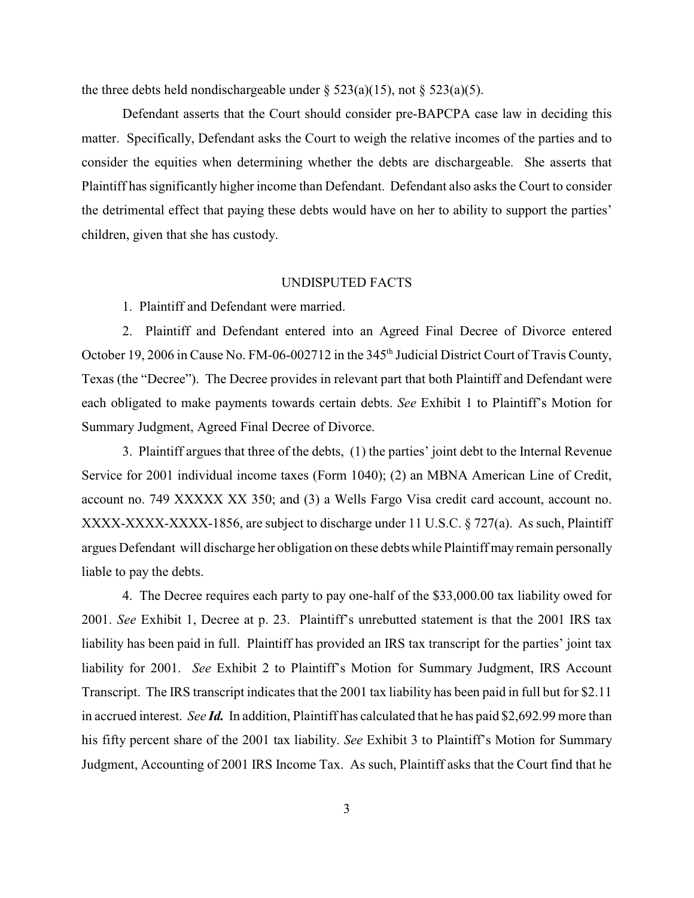the three debts held nondischargeable under § 523(a)(15), not § 523(a)(5).

Defendant asserts that the Court should consider pre-BAPCPA case law in deciding this matter. Specifically, Defendant asks the Court to weigh the relative incomes of the parties and to consider the equities when determining whether the debts are dischargeable. She asserts that Plaintiff has significantly higher income than Defendant. Defendant also asks the Court to consider the detrimental effect that paying these debts would have on her to ability to support the parties' children, given that she has custody.

## UNDISPUTED FACTS

1. Plaintiff and Defendant were married.

2. Plaintiff and Defendant entered into an Agreed Final Decree of Divorce entered October 19, 2006 in Cause No. FM-06-002712 in the 345th Judicial District Court of Travis County, Texas (the "Decree"). The Decree provides in relevant part that both Plaintiff and Defendant were each obligated to make payments towards certain debts. *See* Exhibit 1 to Plaintiff's Motion for Summary Judgment, Agreed Final Decree of Divorce.

3. Plaintiff argues that three of the debts, (1) the parties' joint debt to the Internal Revenue Service for 2001 individual income taxes (Form 1040); (2) an MBNA American Line of Credit, account no. 749 XXXXX XX 350; and (3) a Wells Fargo Visa credit card account, account no. XXXX-XXXX-XXXX-1856, are subject to discharge under 11 U.S.C. § 727(a). As such, Plaintiff argues Defendant will discharge her obligation on these debts while Plaintiff may remain personally liable to pay the debts.

4. The Decree requires each party to pay one-half of the $33,000.00 tax liability owed for 2001. *See* Exhibit 1, Decree at p. 23. Plaintiff's unrebutted statement is that the 2001 IRS tax liability has been paid in full. Plaintiff has provided an IRS tax transcript for the parties' joint tax liability for 2001. *See* Exhibit 2 to Plaintiff's Motion for Summary Judgment, IRS Account Transcript. The IRS transcript indicates that the 2001 tax liability has been paid in full but for $2.11 in accrued interest. *See* ***Id.*** In addition, Plaintiff has calculated that he has paid $2,692.99 more than his fifty percent share of the 2001 tax liability. *See* Exhibit 3 to Plaintiff's Motion for Summary Judgment, Accounting of 2001 IRS Income Tax. As such, Plaintiff asks that the Court find that he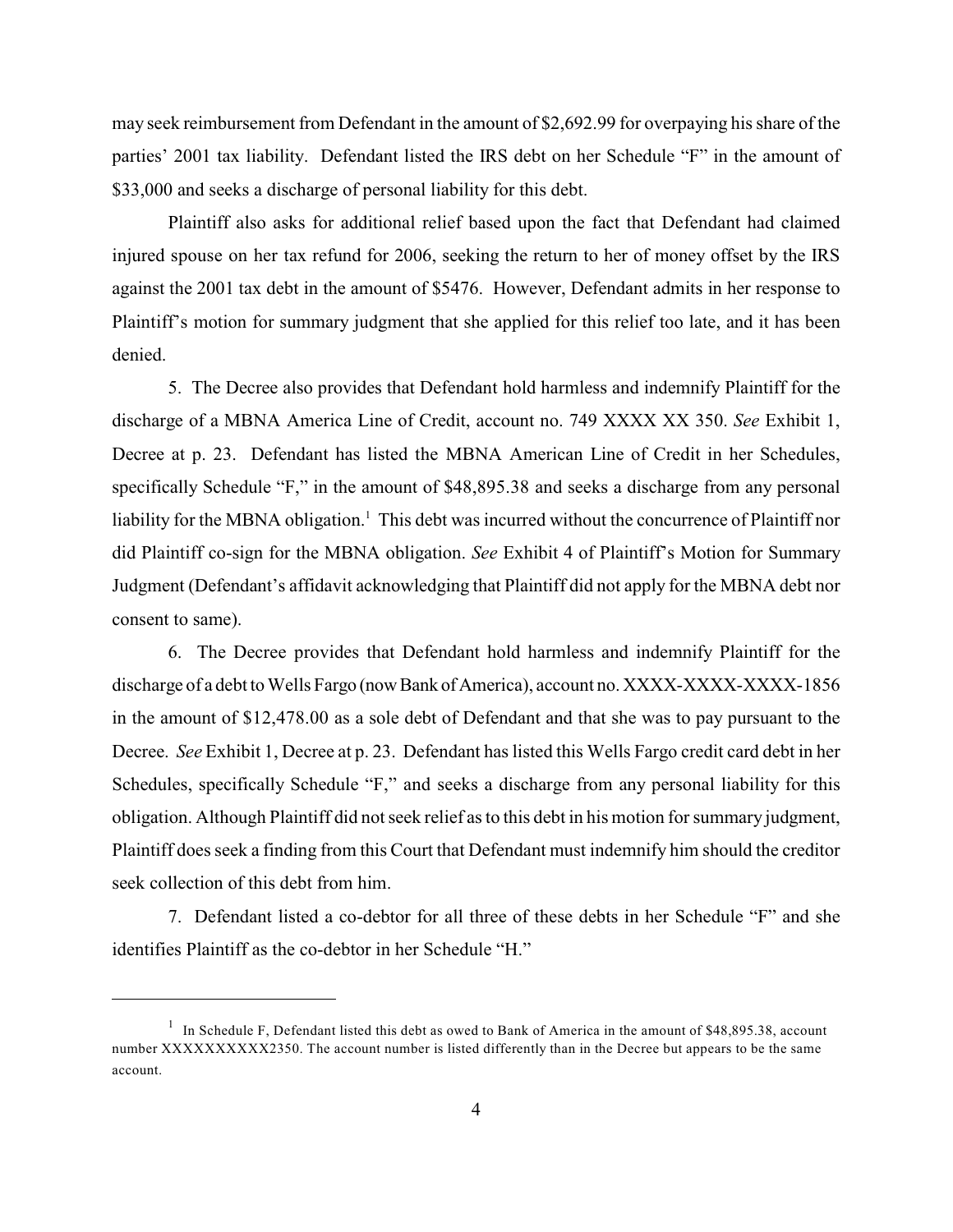may seek reimbursement from Defendant in the amount of $2,692.99 for overpaying his share of the parties' 2001 tax liability. Defendant listed the IRS debt on her Schedule "F" in the amount of $33,000 and seeks a discharge of personal liability for this debt.

Plaintiff also asks for additional relief based upon the fact that Defendant had claimed injured spouse on her tax refund for 2006, seeking the return to her of money offset by the IRS against the 2001 tax debt in the amount of $5476. However, Defendant admits in her response to Plaintiff's motion for summary judgment that she applied for this relief too late, and it has been denied.

5. The Decree also provides that Defendant hold harmless and indemnify Plaintiff for the discharge of a MBNA America Line of Credit, account no. 749 XXXX XX 350. *See* Exhibit 1, Decree at p. 23. Defendant has listed the MBNA American Line of Credit in her Schedules, specifically Schedule "F," in the amount of $48,895.38 and seeks a discharge from any personal liability for the MBNA obligation.[1] This debt was incurred without the concurrence of Plaintiff nor did Plaintiff co-sign for the MBNA obligation. *See* Exhibit 4 of Plaintiff's Motion for Summary Judgment (Defendant's affidavit acknowledging that Plaintiff did not apply for the MBNA debt nor consent to same).

6. The Decree provides that Defendant hold harmless and indemnify Plaintiff for the discharge of a debt to Wells Fargo (now Bank of America), account no. XXXX-XXXX-XXXX-1856 in the amount of $12,478.00 as a sole debt of Defendant and that she was to pay pursuant to the Decree. *See* Exhibit 1, Decree at p. 23. Defendant has listed this Wells Fargo credit card debt in her Schedules, specifically Schedule "F," and seeks a discharge from any personal liability for this obligation. Although Plaintiff did not seek relief as to this debt in his motion for summary judgment, Plaintiff does seek a finding from this Court that Defendant must indemnify him should the creditor seek collection of this debt from him.

7. Defendant listed a co-debtor for all three of these debts in her Schedule "F" and she identifies Plaintiff as the co-debtor in her Schedule "H."

---

[1] In Schedule F, Defendant listed this debt as owed to Bank of America in the amount of $48,895.38, account number XXXXXXXXXX2350. The account number is listed differently than in the Decree but appears to be the same account.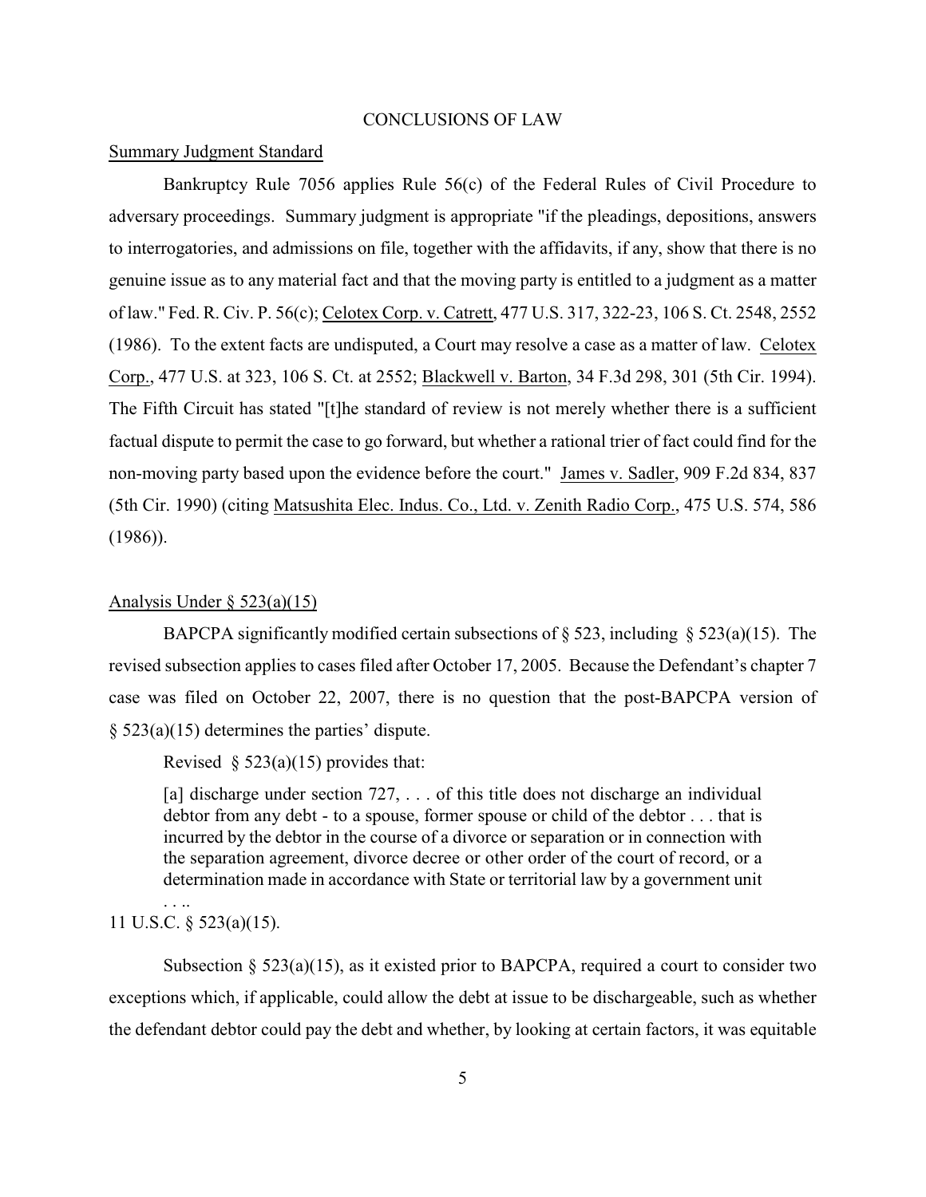CONCLUSIONS OF LAW

Summary Judgment Standard

Bankruptcy Rule 7056 applies Rule 56(c) of the Federal Rules of Civil Procedure to adversary proceedings. Summary judgment is appropriate "if the pleadings, depositions, answers to interrogatories, and admissions on file, together with the affidavits, if any, show that there is no genuine issue as to any material fact and that the moving party is entitled to a judgment as a matter of law." Fed. R. Civ. P. 56(c); Celotex Corp. v. Catrett, 477 U.S. 317, 322-23, 106 S. Ct. 2548, 2552 (1986). To the extent facts are undisputed, a Court may resolve a case as a matter of law. Celotex Corp., 477 U.S. at 323, 106 S. Ct. at 2552; Blackwell v. Barton, 34 F.3d 298, 301 (5th Cir. 1994). The Fifth Circuit has stated "[t]he standard of review is not merely whether there is a sufficient factual dispute to permit the case to go forward, but whether a rational trier of fact could find for the non-moving party based upon the evidence before the court." James v. Sadler, 909 F.2d 834, 837 (5th Cir. 1990) (citing Matsushita Elec. Indus. Co., Ltd. v. Zenith Radio Corp., 475 U.S. 574, 586 (1986)).

Analysis Under § 523(a)(15)

BAPCPA significantly modified certain subsections of § 523, including § 523(a)(15). The revised subsection applies to cases filed after October 17, 2005. Because the Defendant's chapter 7 case was filed on October 22, 2007, there is no question that the post-BAPCPA version of § 523(a)(15) determines the parties' dispute.

Revised § 523(a)(15) provides that:

> [a] discharge under section 727, . . . of this title does not discharge an individual debtor from any debt - to a spouse, former spouse or child of the debtor . . . that is incurred by the debtor in the course of a divorce or separation or in connection with the separation agreement, divorce decree or other order of the court of record, or a determination made in accordance with State or territorial law by a government unit . . ..

11 U.S.C. § 523(a)(15).

Subsection § 523(a)(15), as it existed prior to BAPCPA, required a court to consider two exceptions which, if applicable, could allow the debt at issue to be dischargeable, such as whether the defendant debtor could pay the debt and whether, by looking at certain factors, it was equitable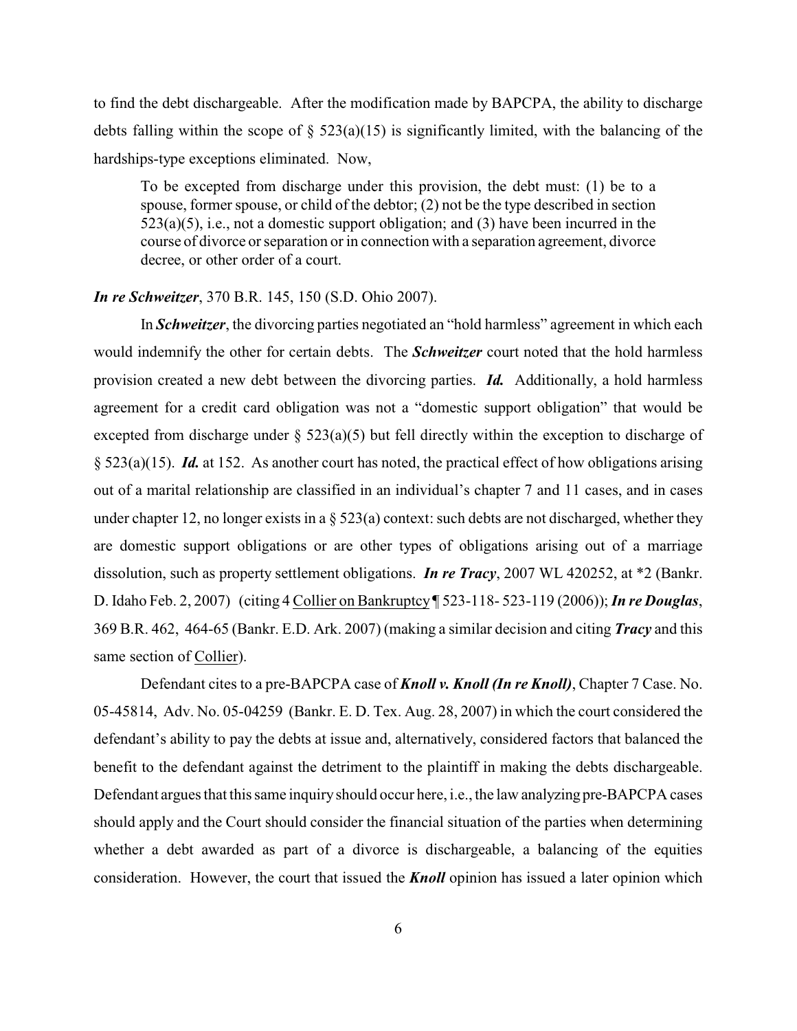to find the debt dischargeable. After the modification made by BAPCPA, the ability to discharge debts falling within the scope of § 523(a)(15) is significantly limited, with the balancing of the hardships-type exceptions eliminated. Now,

> To be excepted from discharge under this provision, the debt must: (1) be to a spouse, former spouse, or child of the debtor; (2) not be the type described in section 523(a)(5), i.e., not a domestic support obligation; and (3) have been incurred in the course of divorce or separation or in connection with a separation agreement, divorce decree, or other order of a court.

***In re Schweitzer***, 370 B.R. 145, 150 (S.D. Ohio 2007).

In ***Schweitzer***, the divorcing parties negotiated an "hold harmless" agreement in which each would indemnify the other for certain debts. The ***Schweitzer*** court noted that the hold harmless provision created a new debt between the divorcing parties. ***Id.*** Additionally, a hold harmless agreement for a credit card obligation was not a "domestic support obligation" that would be excepted from discharge under § 523(a)(5) but fell directly within the exception to discharge of § 523(a)(15). ***Id.*** at 152. As another court has noted, the practical effect of how obligations arising out of a marital relationship are classified in an individual's chapter 7 and 11 cases, and in cases under chapter 12, no longer exists in a § 523(a) context: such debts are not discharged, whether they are domestic support obligations or are other types of obligations arising out of a marriage dissolution, such as property settlement obligations. ***In re Tracy***, 2007 WL 420252, at *2 (Bankr. D. Idaho Feb. 2, 2007) (citing 4 Collier on Bankruptcy ¶ 523-118- 523-119 (2006)); ***In re Douglas***, 369 B.R. 462, 464-65 (Bankr. E.D. Ark. 2007) (making a similar decision and citing ***Tracy*** and this same section of Collier).

Defendant cites to a pre-BAPCPA case of ***Knoll v. Knoll (In re Knoll)***, Chapter 7 Case. No. 05-45814, Adv. No. 05-04259 (Bankr. E. D. Tex. Aug. 28, 2007) in which the court considered the defendant's ability to pay the debts at issue and, alternatively, considered factors that balanced the benefit to the defendant against the detriment to the plaintiff in making the debts dischargeable. Defendant argues that this same inquiry should occur here, i.e., the law analyzing pre-BAPCPA cases should apply and the Court should consider the financial situation of the parties when determining whether a debt awarded as part of a divorce is dischargeable, a balancing of the equities consideration. However, the court that issued the ***Knoll*** opinion has issued a later opinion which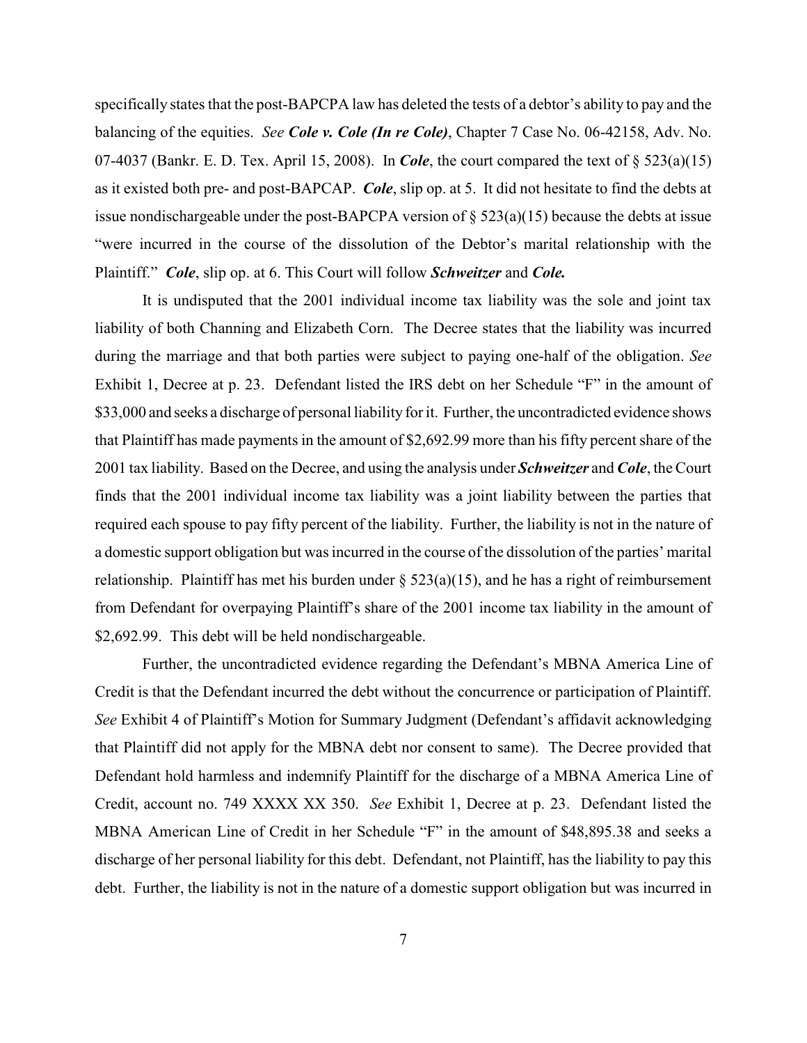specifically states that the post-BAPCPA law has deleted the tests of a debtor's ability to pay and the balancing of the equities. *See* ***Cole v. Cole (In re Cole)***, Chapter 7 Case No. 06-42158, Adv. No. 07-4037 (Bankr. E. D. Tex. April 15, 2008). In ***Cole***, the court compared the text of § 523(a)(15) as it existed both pre- and post-BAPCAP. ***Cole***, slip op. at 5. It did not hesitate to find the debts at issue nondischargeable under the post-BAPCPA version of § 523(a)(15) because the debts at issue "were incurred in the course of the dissolution of the Debtor's marital relationship with the Plaintiff." ***Cole***, slip op. at 6. This Court will follow ***Schweitzer*** and ***Cole.***

It is undisputed that the 2001 individual income tax liability was the sole and joint tax liability of both Channing and Elizabeth Corn. The Decree states that the liability was incurred during the marriage and that both parties were subject to paying one-half of the obligation. *See* Exhibit 1, Decree at p. 23. Defendant listed the IRS debt on her Schedule "F" in the amount of $33,000 and seeks a discharge of personal liability for it. Further, the uncontradicted evidence shows that Plaintiff has made payments in the amount of $2,692.99 more than his fifty percent share of the 2001 tax liability. Based on the Decree, and using the analysis under ***Schweitzer*** and ***Cole***, the Court finds that the 2001 individual income tax liability was a joint liability between the parties that required each spouse to pay fifty percent of the liability. Further, the liability is not in the nature of a domestic support obligation but was incurred in the course of the dissolution of the parties' marital relationship. Plaintiff has met his burden under § 523(a)(15), and he has a right of reimbursement from Defendant for overpaying Plaintiff's share of the 2001 income tax liability in the amount of $2,692.99. This debt will be held nondischargeable.

Further, the uncontradicted evidence regarding the Defendant's MBNA America Line of Credit is that the Defendant incurred the debt without the concurrence or participation of Plaintiff. *See* Exhibit 4 of Plaintiff's Motion for Summary Judgment (Defendant's affidavit acknowledging that Plaintiff did not apply for the MBNA debt nor consent to same). The Decree provided that Defendant hold harmless and indemnify Plaintiff for the discharge of a MBNA America Line of Credit, account no. 749 XXXX XX 350. *See* Exhibit 1, Decree at p. 23. Defendant listed the MBNA American Line of Credit in her Schedule "F" in the amount of $48,895.38 and seeks a discharge of her personal liability for this debt. Defendant, not Plaintiff, has the liability to pay this debt. Further, the liability is not in the nature of a domestic support obligation but was incurred in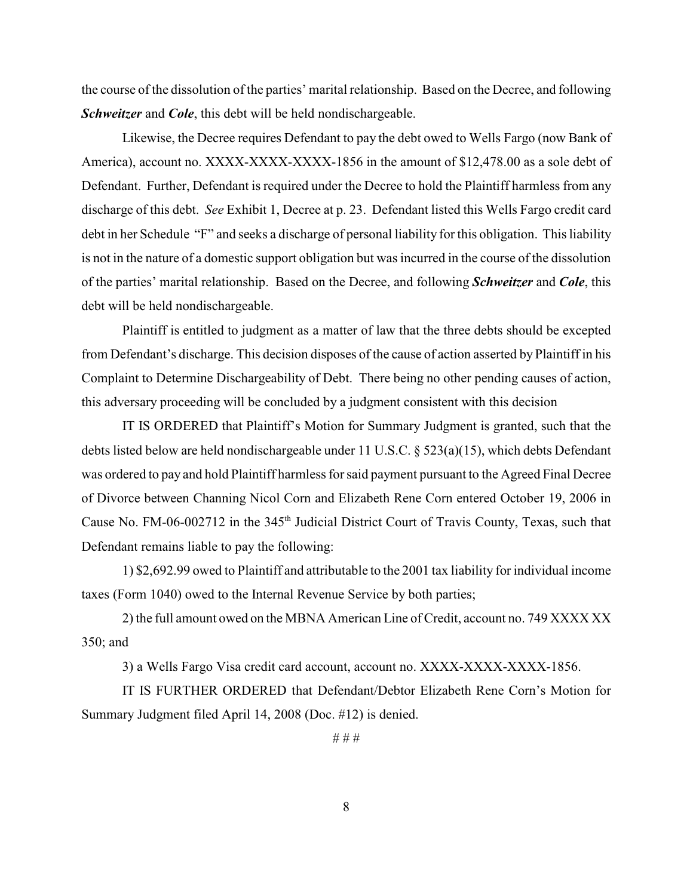the course of the dissolution of the parties' marital relationship. Based on the Decree, and following ***Schweitzer*** and ***Cole***, this debt will be held nondischargeable.

Likewise, the Decree requires Defendant to pay the debt owed to Wells Fargo (now Bank of America), account no. XXXX-XXXX-XXXX-1856 in the amount of $12,478.00 as a sole debt of Defendant. Further, Defendant is required under the Decree to hold the Plaintiff harmless from any discharge of this debt. *See* Exhibit 1, Decree at p. 23. Defendant listed this Wells Fargo credit card debt in her Schedule "F" and seeks a discharge of personal liability for this obligation. This liability is not in the nature of a domestic support obligation but was incurred in the course of the dissolution of the parties' marital relationship. Based on the Decree, and following ***Schweitzer*** and ***Cole***, this debt will be held nondischargeable.

Plaintiff is entitled to judgment as a matter of law that the three debts should be excepted from Defendant's discharge. This decision disposes of the cause of action asserted by Plaintiff in his Complaint to Determine Dischargeability of Debt. There being no other pending causes of action, this adversary proceeding will be concluded by a judgment consistent with this decision

IT IS ORDERED that Plaintiff's Motion for Summary Judgment is granted, such that the debts listed below are held nondischargeable under 11 U.S.C. § 523(a)(15), which debts Defendant was ordered to pay and hold Plaintiff harmless for said payment pursuant to the Agreed Final Decree of Divorce between Channing Nicol Corn and Elizabeth Rene Corn entered October 19, 2006 in Cause No. FM-06-002712 in the 345th Judicial District Court of Travis County, Texas, such that Defendant remains liable to pay the following:

1) $2,692.99 owed to Plaintiff and attributable to the 2001 tax liability for individual income taxes (Form 1040) owed to the Internal Revenue Service by both parties;

2) the full amount owed on the MBNA American Line of Credit, account no. 749 XXXX XX 350; and

3) a Wells Fargo Visa credit card account, account no. XXXX-XXXX-XXXX-1856.

IT IS FURTHER ORDERED that Defendant/Debtor Elizabeth Rene Corn's Motion for Summary Judgment filed April 14, 2008 (Doc. #12) is denied.

# # #